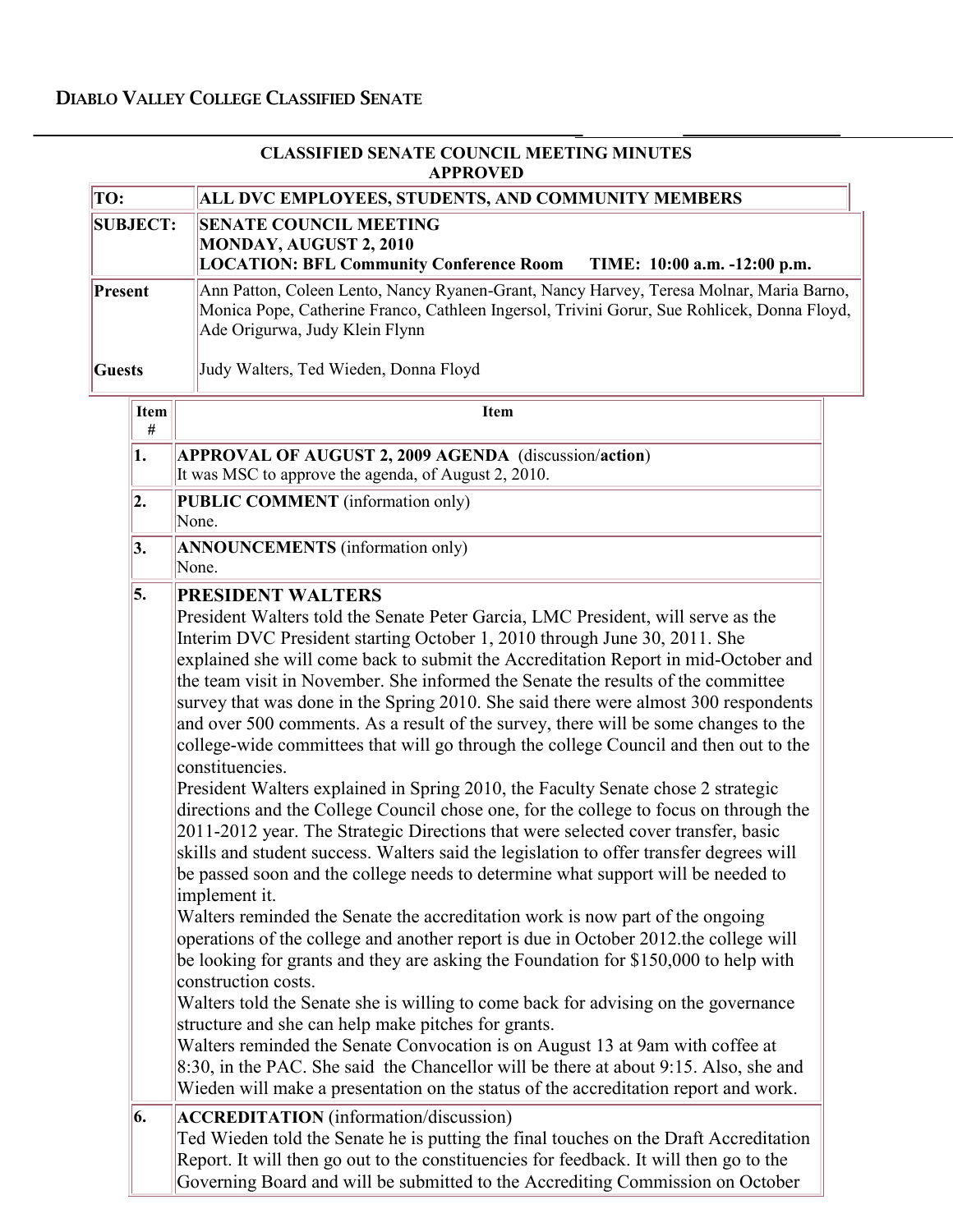## Diablo Valley College Classified Senate

**CLASSIFIED SENATE COUNCIL MEETING MINUTES**
**APPROVED**

| | |
|---|---|
| **TO:** | **ALL DVC EMPLOYEES, STUDENTS, AND COMMUNITY MEMBERS** |
| **SUBJECT:** | **SENATE COUNCIL MEETING**<br>**MONDAY, AUGUST 2, 2010**<br>**LOCATION: BFL Community Conference Room TIME: 10:00 a.m. -12:00 p.m.** |
| **Present** | Ann Patton, Coleen Lento, Nancy Ryanen-Grant, Nancy Harvey, Teresa Molnar, Maria Barno, Monica Pope, Catherine Franco, Cathleen Ingersol, Trivini Gorur, Sue Rohlicek, Donna Floyd, Ade Origurwa, Judy Klein Flynn |
| **Guests** | Judy Walters, Ted Wieden, Donna Floyd |

| Item # | Item |
|---|---|
| 1. | **APPROVAL OF AUGUST 2, 2009 AGENDA** (discussion/**action**)<br>It was MSC to approve the agenda, of August 2, 2010. |
| 2. | **PUBLIC COMMENT** (information only)<br>None. |
| 3. | **ANNOUNCEMENTS** (information only)<br>None. |
| 5. | **PRESIDENT WALTERS**<br>President Walters told the Senate Peter Garcia, LMC President, will serve as the Interim DVC President starting October 1, 2010 through June 30, 2011. She explained she will come back to submit the Accreditation Report in mid-October and the team visit in November. She informed the Senate the results of the committee survey that was done in the Spring 2010. She said there were almost 300 respondents and over 500 comments. As a result of the survey, there will be some changes to the college-wide committees that will go through the college Council and then out to the constituencies.<br>President Walters explained in Spring 2010, the Faculty Senate chose 2 strategic directions and the College Council chose one, for the college to focus on through the 2011-2012 year. The Strategic Directions that were selected cover transfer, basic skills and student success. Walters said the legislation to offer transfer degrees will be passed soon and the college needs to determine what support will be needed to implement it.<br>Walters reminded the Senate the accreditation work is now part of the ongoing operations of the college and another report is due in October 2012.the college will be looking for grants and they are asking the Foundation for $150,000 to help with construction costs.<br>Walters told the Senate she is willing to come back for advising on the governance structure and she can help make pitches for grants.<br>Walters reminded the Senate Convocation is on August 13 at 9am with coffee at 8:30, in the PAC. She said the Chancellor will be there at about 9:15. Also, she and Wieden will make a presentation on the status of the accreditation report and work. |
| 6. | **ACCREDITATION** (information/discussion)<br>Ted Wieden told the Senate he is putting the final touches on the Draft Accreditation Report. It will then go out to the constituencies for feedback. It will then go to the Governing Board and will be submitted to the Accrediting Commission on October |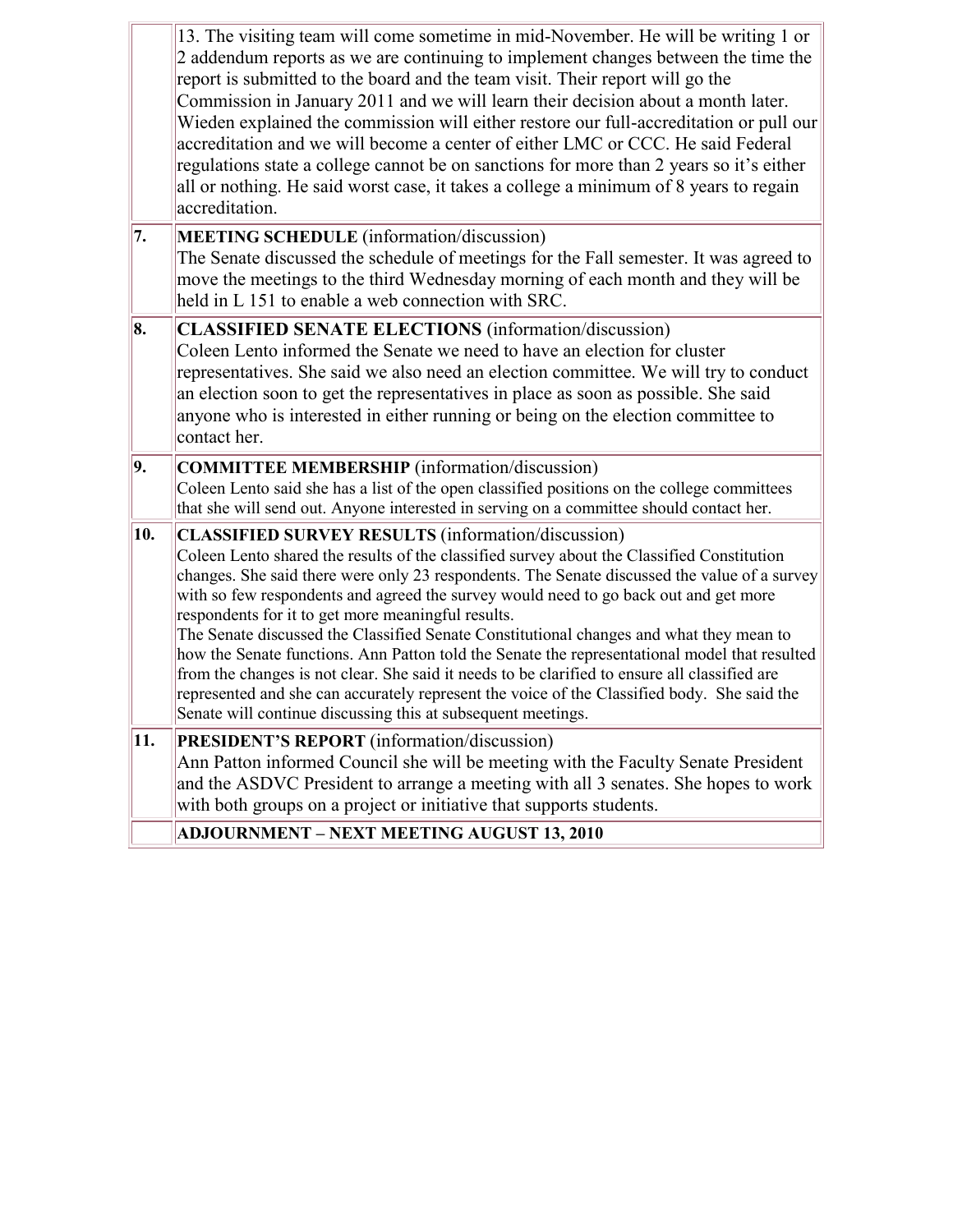| | |
|---|---|
| | 13. The visiting team will come sometime in mid-November. He will be writing 1 or 2 addendum reports as we are continuing to implement changes between the time the report is submitted to the board and the team visit. Their report will go the Commission in January 2011 and we will learn their decision about a month later. Wieden explained the commission will either restore our full-accreditation or pull our accreditation and we will become a center of either LMC or CCC. He said Federal regulations state a college cannot be on sanctions for more than 2 years so it's either all or nothing. He said worst case, it takes a college a minimum of 8 years to regain accreditation. |
| **7.** | **MEETING SCHEDULE** (information/discussion)<br>The Senate discussed the schedule of meetings for the Fall semester. It was agreed to move the meetings to the third Wednesday morning of each month and they will be held in L 151 to enable a web connection with SRC. |
| **8.** | **CLASSIFIED SENATE ELECTIONS** (information/discussion)<br>Coleen Lento informed the Senate we need to have an election for cluster representatives. She said we also need an election committee. We will try to conduct an election soon to get the representatives in place as soon as possible. She said anyone who is interested in either running or being on the election committee to contact her. |
| **9.** | **COMMITTEE MEMBERSHIP** (information/discussion)<br>Coleen Lento said she has a list of the open classified positions on the college committees that she will send out. Anyone interested in serving on a committee should contact her. |
| **10.** | **CLASSIFIED SURVEY RESULTS** (information/discussion)<br>Coleen Lento shared the results of the classified survey about the Classified Constitution changes. She said there were only 23 respondents. The Senate discussed the value of a survey with so few respondents and agreed the survey would need to go back out and get more respondents for it to get more meaningful results.<br>The Senate discussed the Classified Senate Constitutional changes and what they mean to how the Senate functions. Ann Patton told the Senate the representational model that resulted from the changes is not clear. She said it needs to be clarified to ensure all classified are represented and she can accurately represent the voice of the Classified body. She said the Senate will continue discussing this at subsequent meetings. |
| **11.** | **PRESIDENT'S REPORT** (information/discussion)<br>Ann Patton informed Council she will be meeting with the Faculty Senate President and the ASDVC President to arrange a meeting with all 3 senates. She hopes to work with both groups on a project or initiative that supports students. |
| | **ADJOURNMENT – NEXT MEETING AUGUST 13, 2010** |